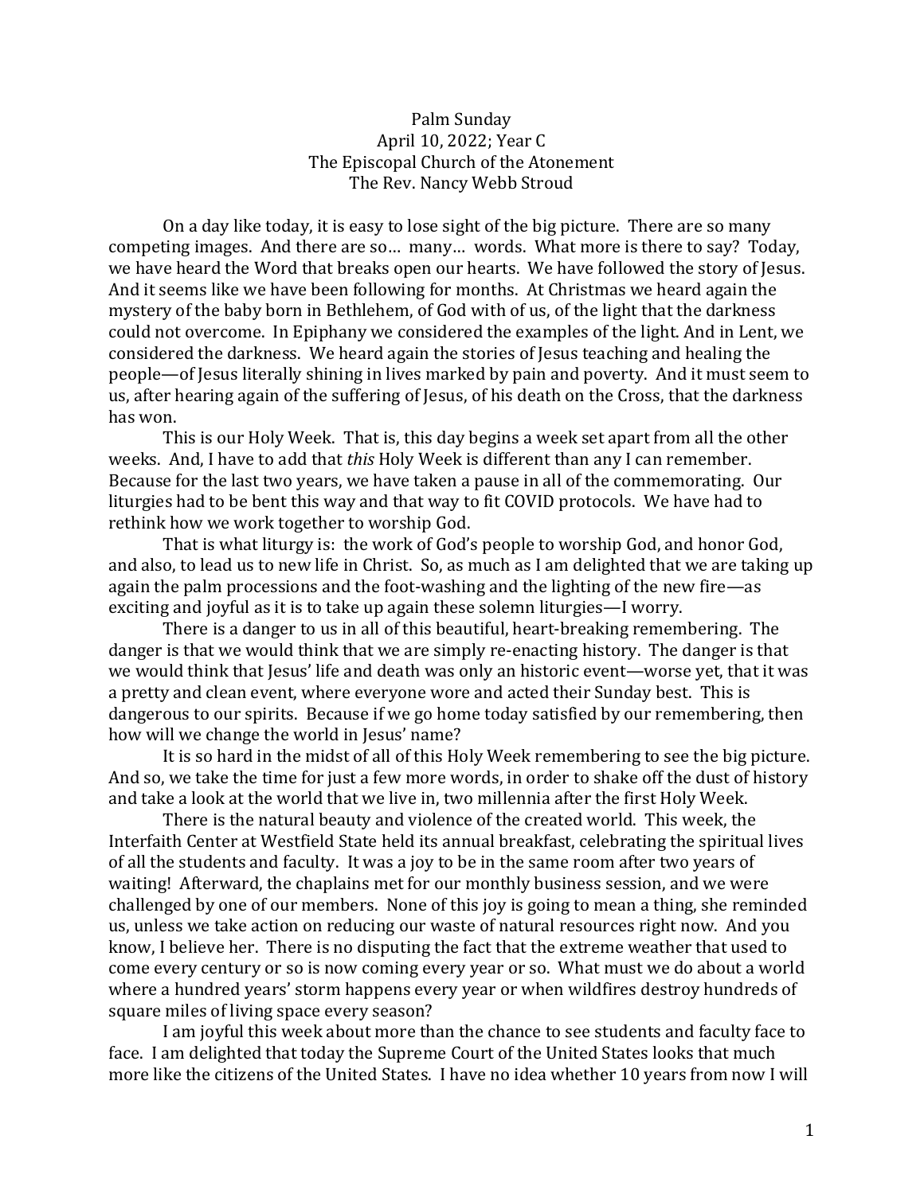Palm Sunday
April 10, 2022; Year C
The Episcopal Church of the Atonement
The Rev. Nancy Webb Stroud

On a day like today, it is easy to lose sight of the big picture. There are so many competing images. And there are so… many… words. What more is there to say? Today, we have heard the Word that breaks open our hearts. We have followed the story of Jesus. And it seems like we have been following for months. At Christmas we heard again the mystery of the baby born in Bethlehem, of God with of us, of the light that the darkness could not overcome. In Epiphany we considered the examples of the light. And in Lent, we considered the darkness. We heard again the stories of Jesus teaching and healing the people—of Jesus literally shining in lives marked by pain and poverty. And it must seem to us, after hearing again of the suffering of Jesus, of his death on the Cross, that the darkness has won.

This is our Holy Week. That is, this day begins a week set apart from all the other weeks. And, I have to add that *this* Holy Week is different than any I can remember. Because for the last two years, we have taken a pause in all of the commemorating. Our liturgies had to be bent this way and that way to fit COVID protocols. We have had to rethink how we work together to worship God.

That is what liturgy is: the work of God's people to worship God, and honor God, and also, to lead us to new life in Christ. So, as much as I am delighted that we are taking up again the palm processions and the foot-washing and the lighting of the new fire—as exciting and joyful as it is to take up again these solemn liturgies—I worry.

There is a danger to us in all of this beautiful, heart-breaking remembering. The danger is that we would think that we are simply re-enacting history. The danger is that we would think that Jesus' life and death was only an historic event—worse yet, that it was a pretty and clean event, where everyone wore and acted their Sunday best. This is dangerous to our spirits. Because if we go home today satisfied by our remembering, then how will we change the world in Jesus' name?

It is so hard in the midst of all of this Holy Week remembering to see the big picture. And so, we take the time for just a few more words, in order to shake off the dust of history and take a look at the world that we live in, two millennia after the first Holy Week.

There is the natural beauty and violence of the created world. This week, the Interfaith Center at Westfield State held its annual breakfast, celebrating the spiritual lives of all the students and faculty. It was a joy to be in the same room after two years of waiting! Afterward, the chaplains met for our monthly business session, and we were challenged by one of our members. None of this joy is going to mean a thing, she reminded us, unless we take action on reducing our waste of natural resources right now. And you know, I believe her. There is no disputing the fact that the extreme weather that used to come every century or so is now coming every year or so. What must we do about a world where a hundred years' storm happens every year or when wildfires destroy hundreds of square miles of living space every season?

I am joyful this week about more than the chance to see students and faculty face to face. I am delighted that today the Supreme Court of the United States looks that much more like the citizens of the United States. I have no idea whether 10 years from now I will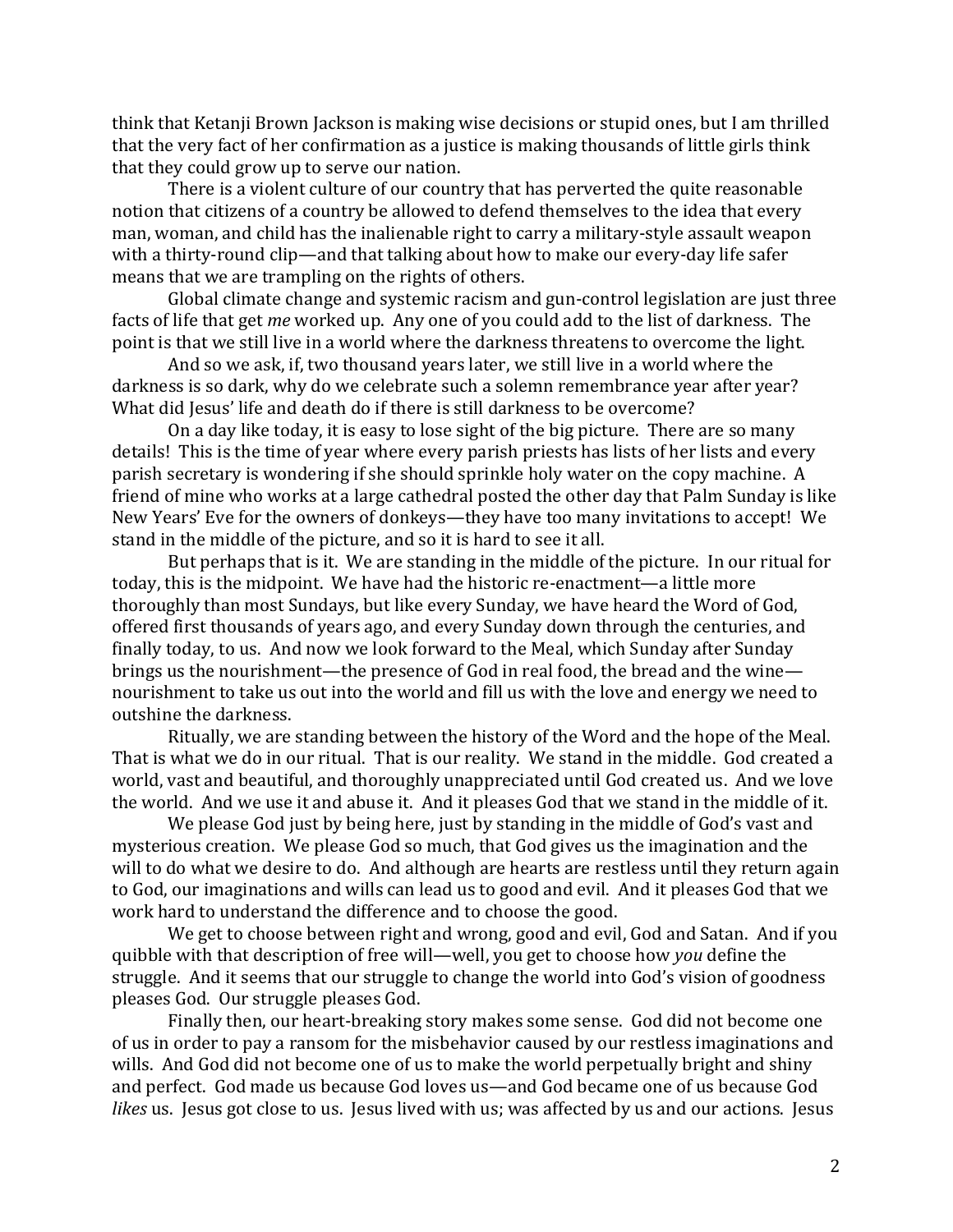think that Ketanji Brown Jackson is making wise decisions or stupid ones, but I am thrilled that the very fact of her confirmation as a justice is making thousands of little girls think that they could grow up to serve our nation.

There is a violent culture of our country that has perverted the quite reasonable notion that citizens of a country be allowed to defend themselves to the idea that every man, woman, and child has the inalienable right to carry a military-style assault weapon with a thirty-round clip—and that talking about how to make our every-day life safer means that we are trampling on the rights of others.

Global climate change and systemic racism and gun-control legislation are just three facts of life that get *me* worked up. Any one of you could add to the list of darkness. The point is that we still live in a world where the darkness threatens to overcome the light.

And so we ask, if, two thousand years later, we still live in a world where the darkness is so dark, why do we celebrate such a solemn remembrance year after year? What did Jesus' life and death do if there is still darkness to be overcome?

On a day like today, it is easy to lose sight of the big picture. There are so many details! This is the time of year where every parish priests has lists of her lists and every parish secretary is wondering if she should sprinkle holy water on the copy machine. A friend of mine who works at a large cathedral posted the other day that Palm Sunday is like New Years' Eve for the owners of donkeys—they have too many invitations to accept! We stand in the middle of the picture, and so it is hard to see it all.

But perhaps that is it. We are standing in the middle of the picture. In our ritual for today, this is the midpoint. We have had the historic re-enactment—a little more thoroughly than most Sundays, but like every Sunday, we have heard the Word of God, offered first thousands of years ago, and every Sunday down through the centuries, and finally today, to us. And now we look forward to the Meal, which Sunday after Sunday brings us the nourishment—the presence of God in real food, the bread and the wine—nourishment to take us out into the world and fill us with the love and energy we need to outshine the darkness.

Ritually, we are standing between the history of the Word and the hope of the Meal. That is what we do in our ritual. That is our reality. We stand in the middle. God created a world, vast and beautiful, and thoroughly unappreciated until God created us. And we love the world. And we use it and abuse it. And it pleases God that we stand in the middle of it.

We please God just by being here, just by standing in the middle of God's vast and mysterious creation. We please God so much, that God gives us the imagination and the will to do what we desire to do. And although are hearts are restless until they return again to God, our imaginations and wills can lead us to good and evil. And it pleases God that we work hard to understand the difference and to choose the good.

We get to choose between right and wrong, good and evil, God and Satan. And if you quibble with that description of free will—well, you get to choose how *you* define the struggle. And it seems that our struggle to change the world into God's vision of goodness pleases God. Our struggle pleases God.

Finally then, our heart-breaking story makes some sense. God did not become one of us in order to pay a ransom for the misbehavior caused by our restless imaginations and wills. And God did not become one of us to make the world perpetually bright and shiny and perfect. God made us because God loves us—and God became one of us because God *likes* us. Jesus got close to us. Jesus lived with us; was affected by us and our actions. Jesus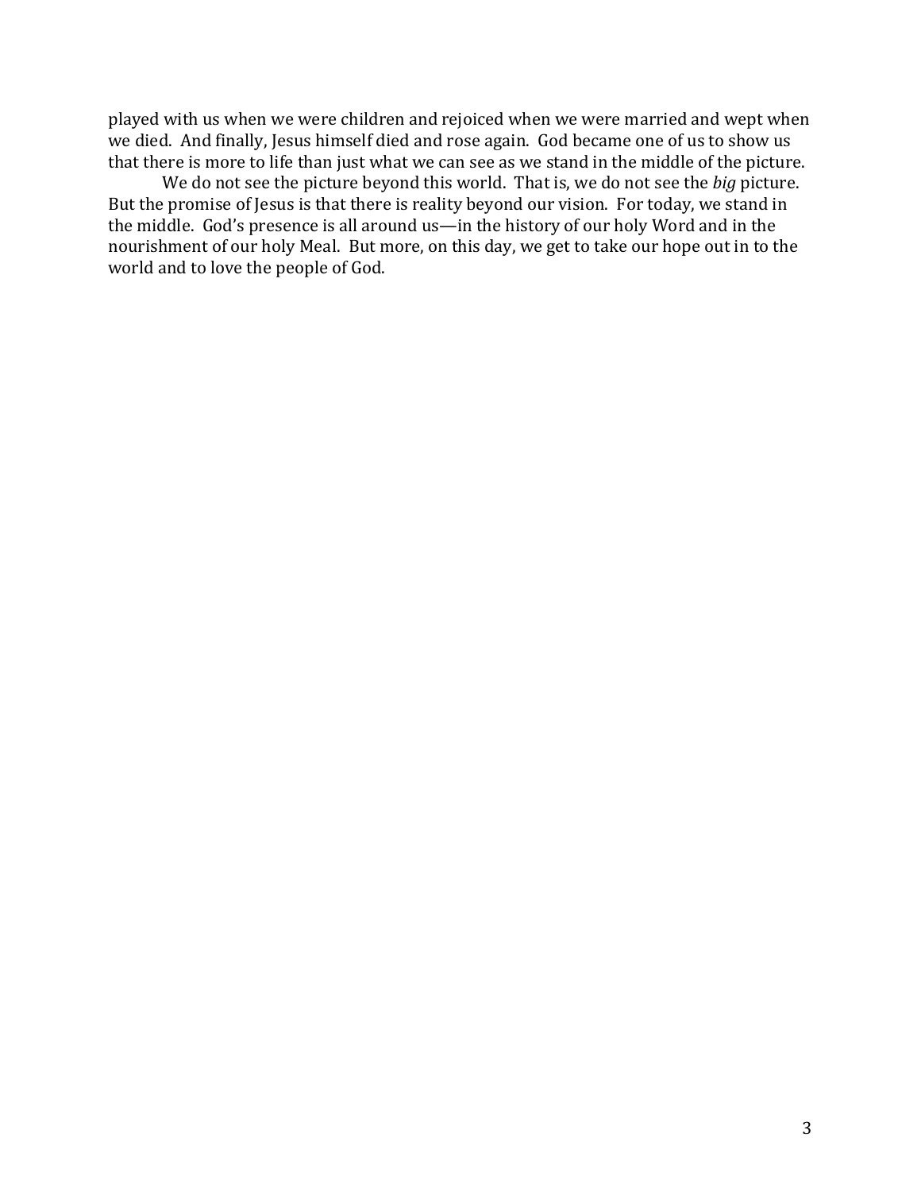played with us when we were children and rejoiced when we were married and wept when we died. And finally, Jesus himself died and rose again. God became one of us to show us that there is more to life than just what we can see as we stand in the middle of the picture.

We do not see the picture beyond this world. That is, we do not see the *big* picture. But the promise of Jesus is that there is reality beyond our vision. For today, we stand in the middle. God's presence is all around us—in the history of our holy Word and in the nourishment of our holy Meal. But more, on this day, we get to take our hope out in to the world and to love the people of God.